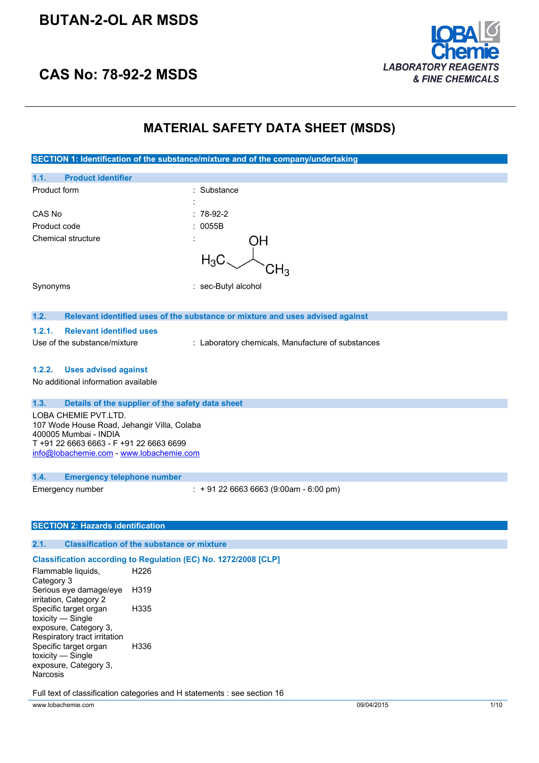# BUTAN-2-OL AR MSDS

# CAS No: 78-92-2 MSDS

LOBA Chemie
LABORATORY REAGENTS & FINE CHEMICALS

## MATERIAL SAFETY DATA SHEET (MSDS)

### SECTION 1: Identification of the substance/mixture and of the company/undertaking

#### 1.1. Product identifier

| | |
|---|---|
| Product form | : Substance |
| | : |
| CAS No | : 78-92-2 |
| Product code | : 0055B |
| Chemical structure | : |
| Synonyms | : sec-Butyl alcohol |

#### 1.2. Relevant identified uses of the substance or mixture and uses advised against

##### 1.2.1. Relevant identified uses

Use of the substance/mixture : Laboratory chemicals, Manufacture of substances

##### 1.2.2. Uses advised against

No additional information available

#### 1.3. Details of the supplier of the safety data sheet

LOBA CHEMIE PVT.LTD.
107 Wode House Road, Jehangir Villa, Colaba
400005 Mumbai - INDIA
T +91 22 6663 6663 - F +91 22 6663 6699
info@lobachemie.com - www.lobachemie.com

#### 1.4. Emergency telephone number

Emergency number : + 91 22 6663 6663 (9:00am - 6:00 pm)

### SECTION 2: Hazards identification

#### 2.1. Classification of the substance or mixture

**Classification according to Regulation (EC) No. 1272/2008 [CLP]**

| | |
|---|---|
| Flammable liquids, Category 3 | H226 |
| Serious eye damage/eye irritation, Category 2 | H319 |
| Specific target organ toxicity — Single exposure, Category 3, Respiratory tract irritation | H335 |
| Specific target organ toxicity — Single exposure, Category 3, Narcosis | H336 |

Full text of classification categories and H statements : see section 16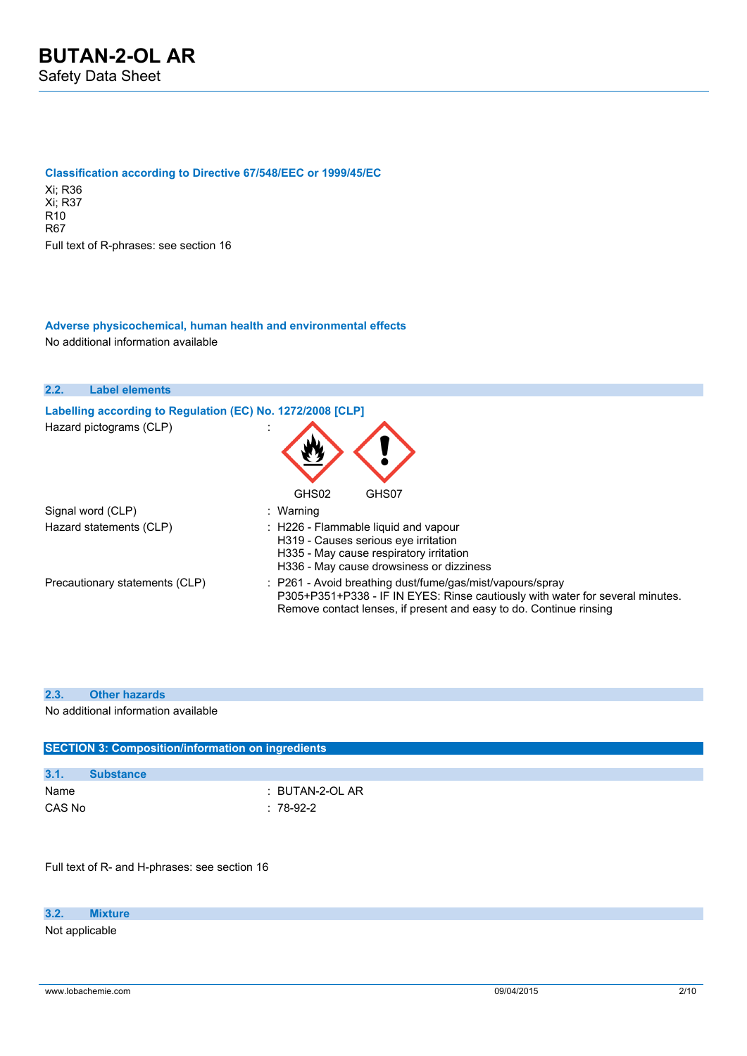#### Classification according to Directive 67/548/EEC or 1999/45/EC

Xi; R36
Xi; R37
R10
R67

Full text of R-phrases: see section 16

#### Adverse physicochemical, human health and environmental effects

No additional information available

### 2.2. Label elements

#### Labelling according to Regulation (EC) No. 1272/2008 [CLP]

| | |
|---|---|
| Hazard pictograms (CLP) | : GHS02 GHS07 |
| Signal word (CLP) | : Warning |
| Hazard statements (CLP) | : H226 - Flammable liquid and vapour<br>H319 - Causes serious eye irritation<br>H335 - May cause respiratory irritation<br>H336 - May cause drowsiness or dizziness |
| Precautionary statements (CLP) | : P261 - Avoid breathing dust/fume/gas/mist/vapours/spray<br>P305+P351+P338 - IF IN EYES: Rinse cautiously with water for several minutes. Remove contact lenses, if present and easy to do. Continue rinsing |

### 2.3. Other hazards

No additional information available

## SECTION 3: Composition/information on ingredients

### 3.1. Substance

| | |
|---|---|
| Name | : BUTAN-2-OL AR |
| CAS No | : 78-92-2 |

Full text of R- and H-phrases: see section 16

### 3.2. Mixture

Not applicable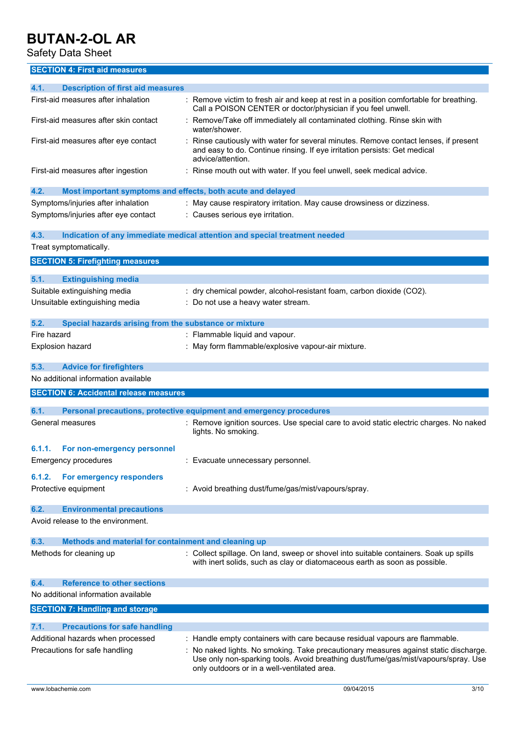## SECTION 4: First aid measures

### 4.1. Description of first aid measures

| | |
|---|---|
| First-aid measures after inhalation | : Remove victim to fresh air and keep at rest in a position comfortable for breathing. Call a POISON CENTER or doctor/physician if you feel unwell. |
| First-aid measures after skin contact | : Remove/Take off immediately all contaminated clothing. Rinse skin with water/shower. |
| First-aid measures after eye contact | : Rinse cautiously with water for several minutes. Remove contact lenses, if present and easy to do. Continue rinsing. If eye irritation persists: Get medical advice/attention. |
| First-aid measures after ingestion | : Rinse mouth out with water. If you feel unwell, seek medical advice. |

### 4.2. Most important symptoms and effects, both acute and delayed

| | |
|---|---|
| Symptoms/injuries after inhalation | : May cause respiratory irritation. May cause drowsiness or dizziness. |
| Symptoms/injuries after eye contact | : Causes serious eye irritation. |

### 4.3. Indication of any immediate medical attention and special treatment needed

Treat symptomatically.

## SECTION 5: Firefighting measures

### 5.1. Extinguishing media

| | |
|---|---|
| Suitable extinguishing media | : dry chemical powder, alcohol-resistant foam, carbon dioxide ($CO_2$). |
| Unsuitable extinguishing media | : Do not use a heavy water stream. |

### 5.2. Special hazards arising from the substance or mixture

| | |
|---|---|
| Fire hazard | : Flammable liquid and vapour. |
| Explosion hazard | : May form flammable/explosive vapour-air mixture. |

### 5.3. Advice for firefighters

No additional information available

## SECTION 6: Accidental release measures

### 6.1. Personal precautions, protective equipment and emergency procedures

| | |
|---|---|
| General measures | : Remove ignition sources. Use special care to avoid static electric charges. No naked lights. No smoking. |

#### 6.1.1. For non-emergency personnel

| | |
|---|---|
| Emergency procedures | : Evacuate unnecessary personnel. |

#### 6.1.2. For emergency responders

| | |
|---|---|
| Protective equipment | : Avoid breathing dust/fume/gas/mist/vapours/spray. |

### 6.2. Environmental precautions

Avoid release to the environment.

### 6.3. Methods and material for containment and cleaning up

| | |
|---|---|
| Methods for cleaning up | : Collect spillage. On land, sweep or shovel into suitable containers. Soak up spills with inert solids, such as clay or diatomaceous earth as soon as possible. |

### 6.4. Reference to other sections

No additional information available

## SECTION 7: Handling and storage

### 7.1. Precautions for safe handling

| | |
|---|---|
| Additional hazards when processed | : Handle empty containers with care because residual vapours are flammable. |
| Precautions for safe handling | : No naked lights. No smoking. Take precautionary measures against static discharge. Use only non-sparking tools. Avoid breathing dust/fume/gas/mist/vapours/spray. Use only outdoors or in a well-ventilated area. |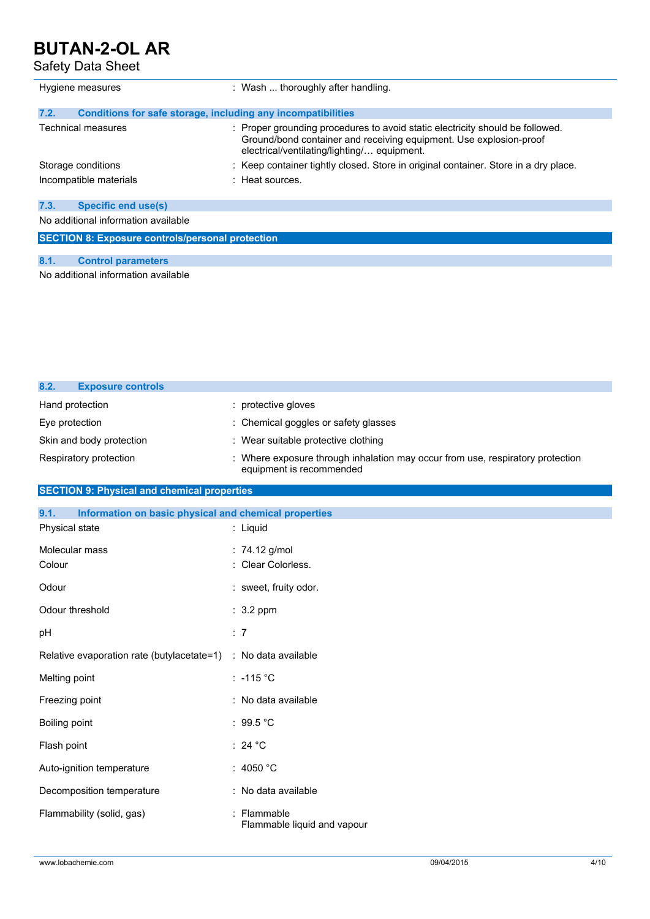| | |
|---|---|
| Hygiene measures | : Wash ... thoroughly after handling. |

### 7.2. Conditions for safe storage, including any incompatibilities

| | |
|---|---|
| Technical measures | : Proper grounding procedures to avoid static electricity should be followed. Ground/bond container and receiving equipment. Use explosion-proof electrical/ventilating/lighting/… equipment. |
| Storage conditions | : Keep container tightly closed. Store in original container. Store in a dry place. |
| Incompatible materials | : Heat sources. |

### 7.3. Specific end use(s)

No additional information available

## SECTION 8: Exposure controls/personal protection

### 8.1. Control parameters

No additional information available

### 8.2. Exposure controls

| | |
|---|---|
| Hand protection | : protective gloves |
| Eye protection | : Chemical goggles or safety glasses |
| Skin and body protection | : Wear suitable protective clothing |
| Respiratory protection | : Where exposure through inhalation may occur from use, respiratory protection equipment is recommended |

## SECTION 9: Physical and chemical properties

### 9.1. Information on basic physical and chemical properties

| | |
|---|---|
| Physical state | : Liquid |
| Molecular mass | : 74.12 g/mol |
| Colour | : Clear Colorless. |
| Odour | : sweet, fruity odor. |
| Odour threshold | : 3.2 ppm |
| pH | : 7 |
| Relative evaporation rate (butylacetate=1) | : No data available |
| Melting point | : -115 °C |
| Freezing point | : No data available |
| Boiling point | : 99.5 °C |
| Flash point | : 24 °C |
| Auto-ignition temperature | : 4050 °C |
| Decomposition temperature | : No data available |
| Flammability (solid, gas) | : Flammable<br>Flammable liquid and vapour |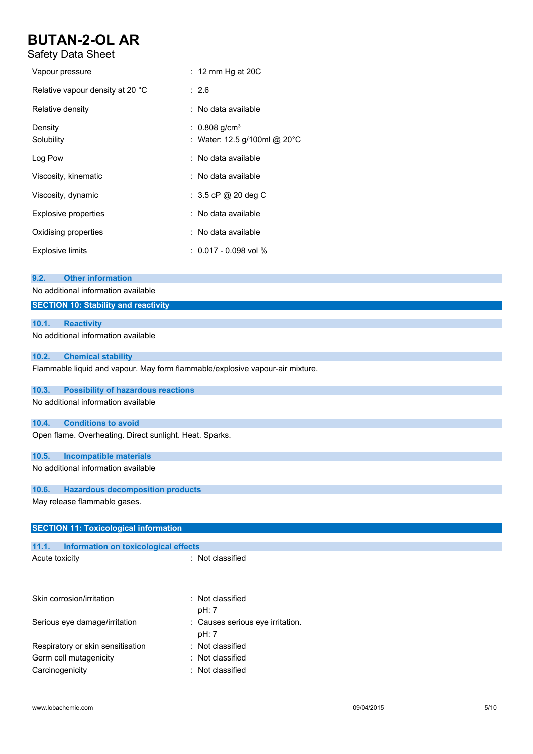| | |
|---|---|
| Vapour pressure | : 12 mm Hg at 20C |
| Relative vapour density at 20 °C | : 2.6 |
| Relative density | : No data available |
| Density | : 0.808 g/cm³ |
| Solubility | : Water: 12.5 g/100ml @ 20°C |
| Log Pow | : No data available |
| Viscosity, kinematic | : No data available |
| Viscosity, dynamic | : 3.5 cP @ 20 deg C |
| Explosive properties | : No data available |
| Oxidising properties | : No data available |
| Explosive limits | : 0.017 - 0.098 vol % |

### 9.2. Other information

No additional information available

## SECTION 10: Stability and reactivity

### 10.1. Reactivity

No additional information available

### 10.2. Chemical stability

Flammable liquid and vapour. May form flammable/explosive vapour-air mixture.

### 10.3. Possibility of hazardous reactions

No additional information available

### 10.4. Conditions to avoid

Open flame. Overheating. Direct sunlight. Heat. Sparks.

### 10.5. Incompatible materials

No additional information available

### 10.6. Hazardous decomposition products

May release flammable gases.

## SECTION 11: Toxicological information

### 11.1. Information on toxicological effects

| | |
|---|---|
| Acute toxicity | : Not classified |
| Skin corrosion/irritation | : Not classified<br>pH: 7 |
| Serious eye damage/irritation | : Causes serious eye irritation.<br>pH: 7 |
| Respiratory or skin sensitisation | : Not classified |
| Germ cell mutagenicity | : Not classified |
| Carcinogenicity | : Not classified |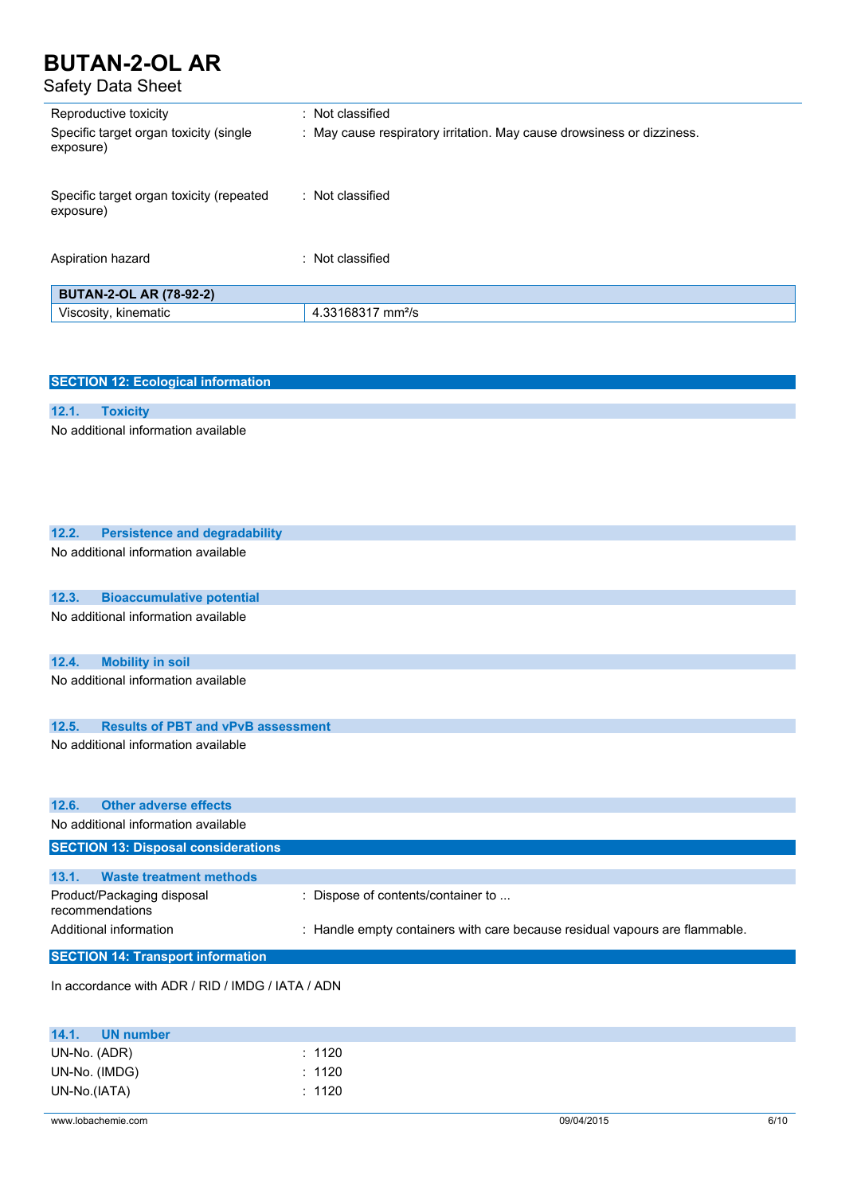| | |
|---|---|
| Reproductive toxicity | : Not classified |
| Specific target organ toxicity (single exposure) | : May cause respiratory irritation. May cause drowsiness or dizziness. |
| Specific target organ toxicity (repeated exposure) | : Not classified |
| Aspiration hazard | : Not classified |

| BUTAN-2-OL AR (78-92-2) | |
|---|---|
| Viscosity, kinematic | 4.33168317 $mm^2/s$ |

## SECTION 12: Ecological information

### 12.1. Toxicity

No additional information available

### 12.2. Persistence and degradability

No additional information available

### 12.3. Bioaccumulative potential

No additional information available

### 12.4. Mobility in soil

No additional information available

### 12.5. Results of PBT and vPvB assessment

No additional information available

### 12.6. Other adverse effects

No additional information available

## SECTION 13: Disposal considerations

### 13.1. Waste treatment methods

| | |
|---|---|
| Product/Packaging disposal recommendations | : Dispose of contents/container to ... |
| Additional information | : Handle empty containers with care because residual vapours are flammable. |

## SECTION 14: Transport information

In accordance with ADR / RID / IMDG / IATA / ADN

### 14.1. UN number

| | |
|---|---|
| UN-No. (ADR) | : 1120 |
| UN-No. (IMDG) | : 1120 |
| UN-No.(IATA) | : 1120 |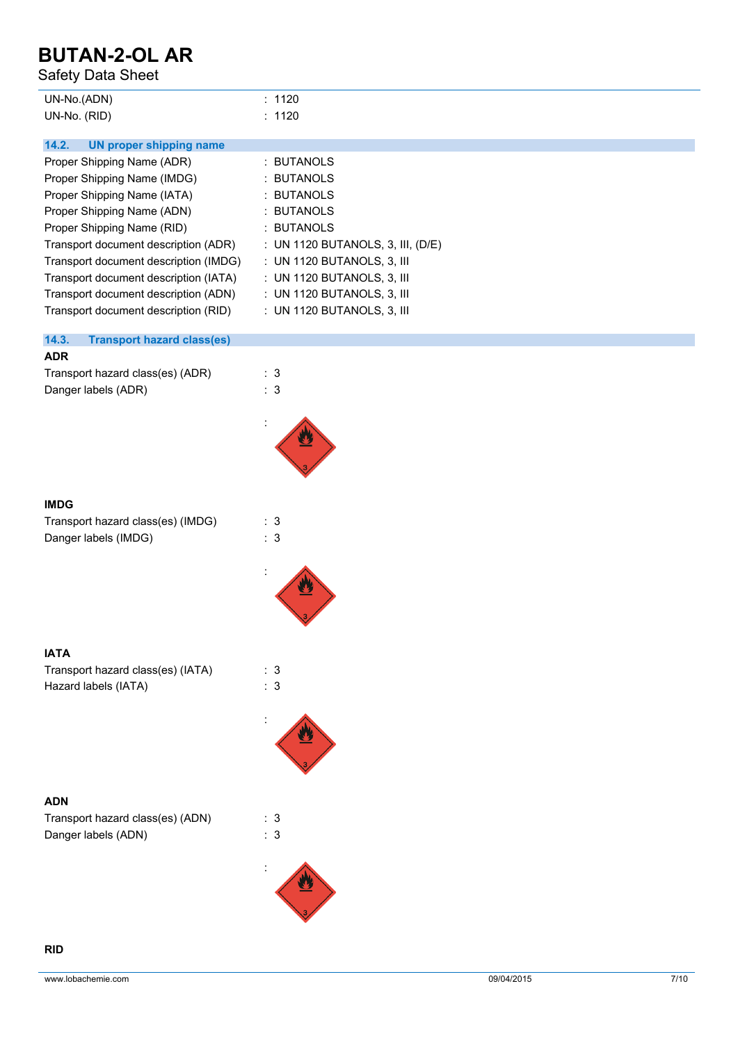| | |
|---|---|
| UN-No.(ADN) | : 1120 |
| UN-No. (RID) | : 1120 |

## 14.2. UN proper shipping name

| | |
|---|---|
| Proper Shipping Name (ADR) | : BUTANOLS |
| Proper Shipping Name (IMDG) | : BUTANOLS |
| Proper Shipping Name (IATA) | : BUTANOLS |
| Proper Shipping Name (ADN) | : BUTANOLS |
| Proper Shipping Name (RID) | : BUTANOLS |
| Transport document description (ADR) | : UN 1120 BUTANOLS, 3, III, (D/E) |
| Transport document description (IMDG) | : UN 1120 BUTANOLS, 3, III |
| Transport document description (IATA) | : UN 1120 BUTANOLS, 3, III |
| Transport document description (ADN) | : UN 1120 BUTANOLS, 3, III |
| Transport document description (RID) | : UN 1120 BUTANOLS, 3, III |

## 14.3. Transport hazard class(es)

**ADR**

| | |
|---|---|
| Transport hazard class(es) (ADR) | : 3 |
| Danger labels (ADR) | : 3 |

:

**IMDG**

| | |
|---|---|
| Transport hazard class(es) (IMDG) | : 3 |
| Danger labels (IMDG) | : 3 |

:

**IATA**

| | |
|---|---|
| Transport hazard class(es) (IATA) | : 3 |
| Hazard labels (IATA) | : 3 |

:

**ADN**

| | |
|---|---|
| Transport hazard class(es) (ADN) | : 3 |
| Danger labels (ADN) | : 3 |

:

**RID**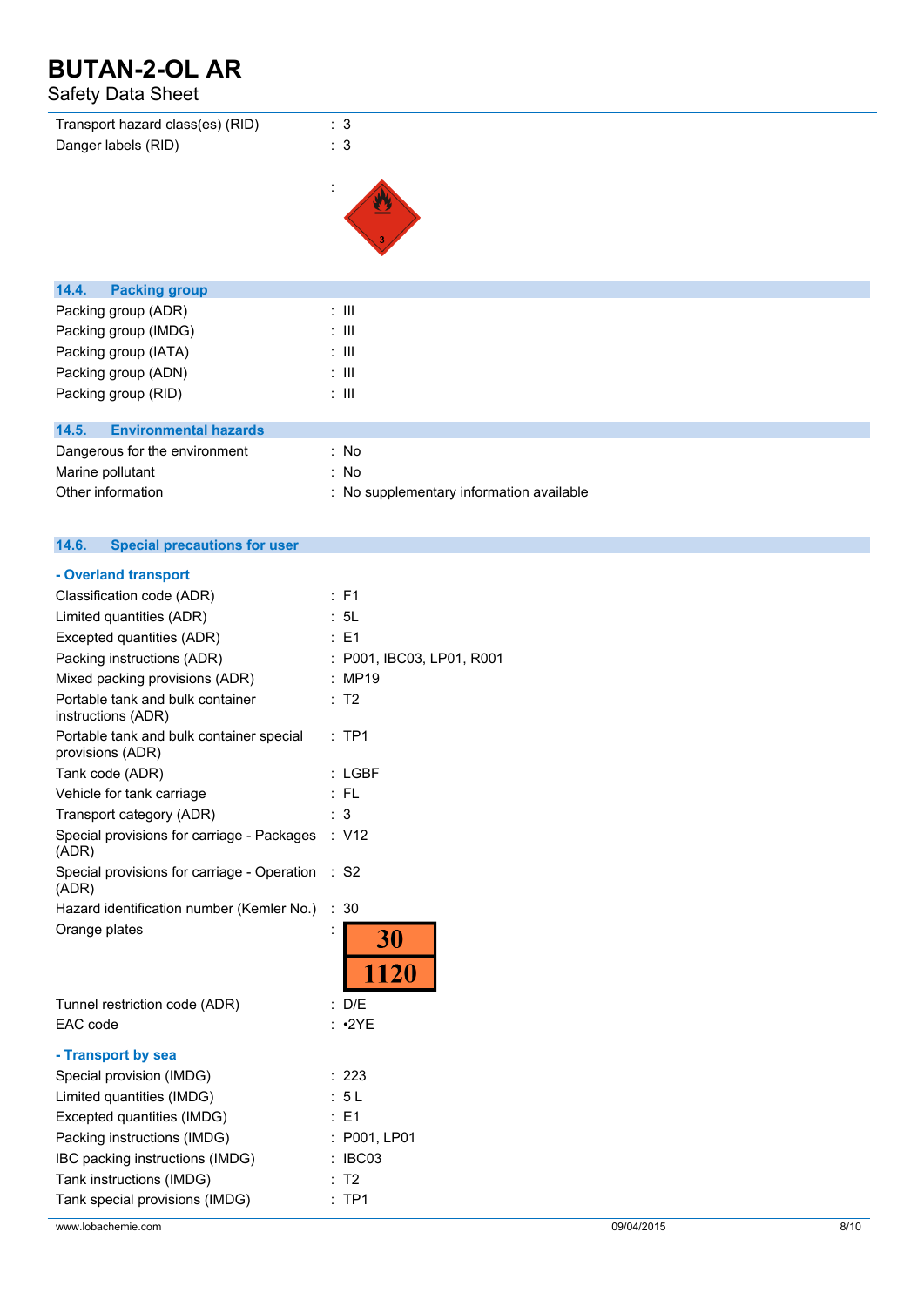| | |
|---|---|
| Transport hazard class(es) (RID) | : 3 |
| Danger labels (RID) | : 3 |
| | : |

### 14.4. Packing group

| | |
|---|---|
| Packing group (ADR) | : III |
| Packing group (IMDG) | : III |
| Packing group (IATA) | : III |
| Packing group (ADN) | : III |
| Packing group (RID) | : III |

### 14.5. Environmental hazards

| | |
|---|---|
| Dangerous for the environment | : No |
| Marine pollutant | : No |
| Other information | : No supplementary information available |

### 14.6. Special precautions for user

**- Overland transport**

| | |
|---|---|
| Classification code (ADR) | : F1 |
| Limited quantities (ADR) | : 5L |
| Excepted quantities (ADR) | : E1 |
| Packing instructions (ADR) | : P001, IBC03, LP01, R001 |
| Mixed packing provisions (ADR) | : MP19 |
| Portable tank and bulk container instructions (ADR) | : T2 |
| Portable tank and bulk container special provisions (ADR) | : TP1 |
| Tank code (ADR) | : LGBF |
| Vehicle for tank carriage | : FL |
| Transport category (ADR) | : 3 |
| Special provisions for carriage - Packages (ADR) | : V12 |
| Special provisions for carriage - Operation (ADR) | : S2 |
| Hazard identification number (Kemler No.) | : 30 |
| Orange plates | : 30 / 1120 |
| Tunnel restriction code (ADR) | : D/E |
| EAC code | : •2YE |

**- Transport by sea**

| | |
|---|---|
| Special provision (IMDG) | : 223 |
| Limited quantities (IMDG) | : 5 L |
| Excepted quantities (IMDG) | : E1 |
| Packing instructions (IMDG) | : P001, LP01 |
| IBC packing instructions (IMDG) | : IBC03 |
| Tank instructions (IMDG) | : T2 |
| Tank special provisions (IMDG) | : TP1 |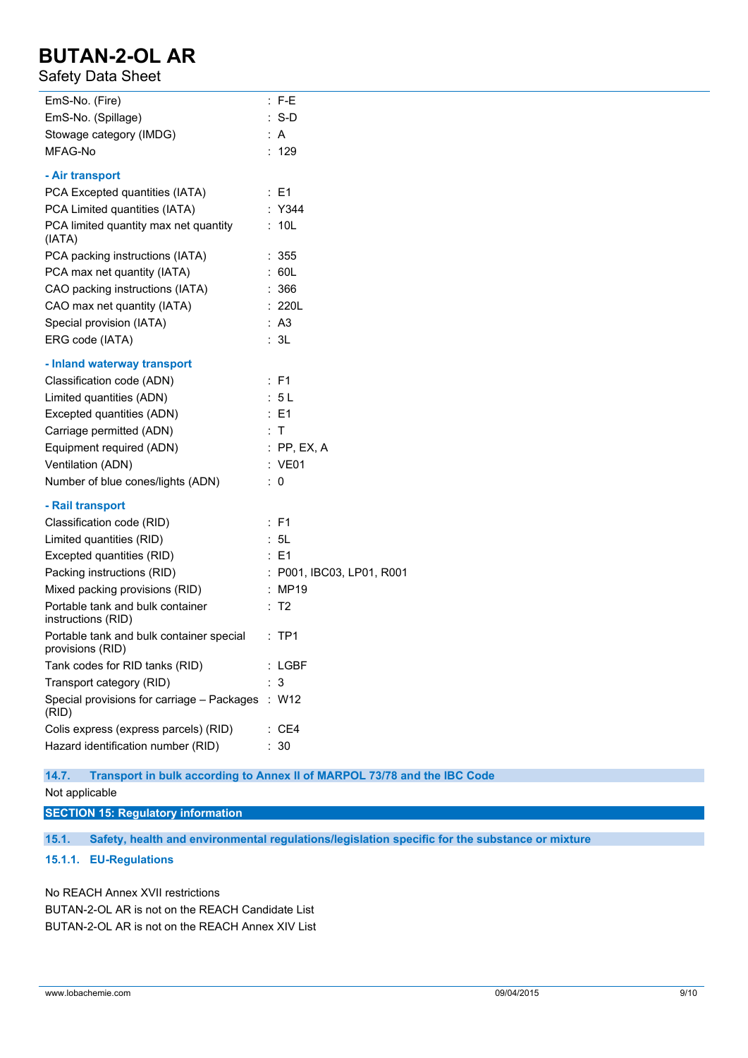| | |
|---|---|
| EmS-No. (Fire) | : F-E |
| EmS-No. (Spillage) | : S-D |
| Stowage category (IMDG) | : A |
| MFAG-No | : 129 |

**- Air transport**

| | |
|---|---|
| PCA Excepted quantities (IATA) | : E1 |
| PCA Limited quantities (IATA) | : Y344 |
| PCA limited quantity max net quantity (IATA) | : 10L |
| PCA packing instructions (IATA) | : 355 |
| PCA max net quantity (IATA) | : 60L |
| CAO packing instructions (IATA) | : 366 |
| CAO max net quantity (IATA) | : 220L |
| Special provision (IATA) | : A3 |
| ERG code (IATA) | : 3L |

**- Inland waterway transport**

| | |
|---|---|
| Classification code (ADN) | : F1 |
| Limited quantities (ADN) | : 5 L |
| Excepted quantities (ADN) | : E1 |
| Carriage permitted (ADN) | : T |
| Equipment required (ADN) | : PP, EX, A |
| Ventilation (ADN) | : VE01 |
| Number of blue cones/lights (ADN) | : 0 |

**- Rail transport**

| | |
|---|---|
| Classification code (RID) | : F1 |
| Limited quantities (RID) | : 5L |
| Excepted quantities (RID) | : E1 |
| Packing instructions (RID) | : P001, IBC03, LP01, R001 |
| Mixed packing provisions (RID) | : MP19 |
| Portable tank and bulk container instructions (RID) | : T2 |
| Portable tank and bulk container special provisions (RID) | : TP1 |
| Tank codes for RID tanks (RID) | : LGBF |
| Transport category (RID) | : 3 |
| Special provisions for carriage – Packages (RID) | : W12 |
| Colis express (express parcels) (RID) | : CE4 |
| Hazard identification number (RID) | : 30 |

### 14.7. Transport in bulk according to Annex II of MARPOL 73/78 and the IBC Code

Not applicable

## SECTION 15: Regulatory information

### 15.1. Safety, health and environmental regulations/legislation specific for the substance or mixture

#### 15.1.1. EU-Regulations

No REACH Annex XVII restrictions
BUTAN-2-OL AR is not on the REACH Candidate List
BUTAN-2-OL AR is not on the REACH Annex XIV List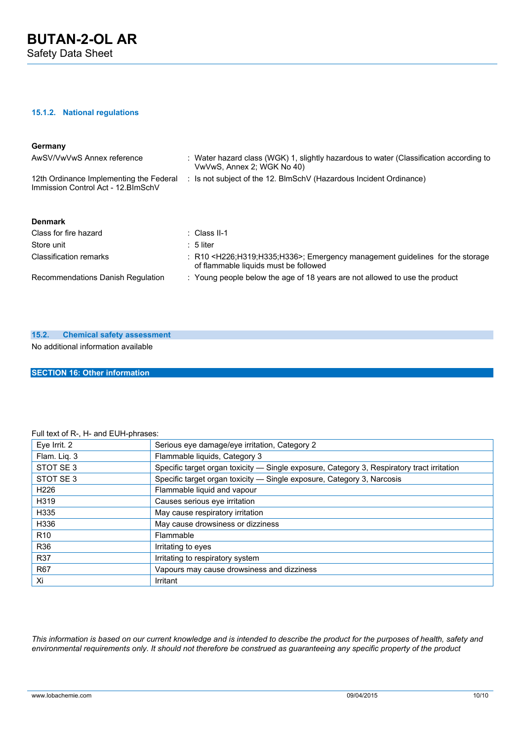#### 15.1.2. National regulations

**Germany**

| | |
|---|---|
| AwSV/VwVwS Annex reference | : Water hazard class (WGK) 1, slightly hazardous to water (Classification according to VwVwS, Annex 2; WGK No 40) |
| 12th Ordinance Implementing the Federal Immission Control Act - 12.BImSchV | : Is not subject of the 12. BlmSchV (Hazardous Incident Ordinance) |

**Denmark**

| | |
|---|---|
| Class for fire hazard | : Class II-1 |
| Store unit | : 5 liter |
| Classification remarks | : R10 <H226;H319;H335;H336>; Emergency management guidelines for the storage of flammable liquids must be followed |
| Recommendations Danish Regulation | : Young people below the age of 18 years are not allowed to use the product |

### 15.2. Chemical safety assessment

No additional information available

## SECTION 16: Other information

Full text of R-, H- and EUH-phrases:

| | |
|---|---|
| Eye Irrit. 2 | Serious eye damage/eye irritation, Category 2 |
| Flam. Liq. 3 | Flammable liquids, Category 3 |
| STOT SE 3 | Specific target organ toxicity — Single exposure, Category 3, Respiratory tract irritation |
| STOT SE 3 | Specific target organ toxicity — Single exposure, Category 3, Narcosis |
| H226 | Flammable liquid and vapour |
| H319 | Causes serious eye irritation |
| H335 | May cause respiratory irritation |
| H336 | May cause drowsiness or dizziness |
| R10 | Flammable |
| R36 | Irritating to eyes |
| R37 | Irritating to respiratory system |
| R67 | Vapours may cause drowsiness and dizziness |
| Xi | Irritant |

*This information is based on our current knowledge and is intended to describe the product for the purposes of health, safety and environmental requirements only. It should not therefore be construed as guaranteeing any specific property of the product*